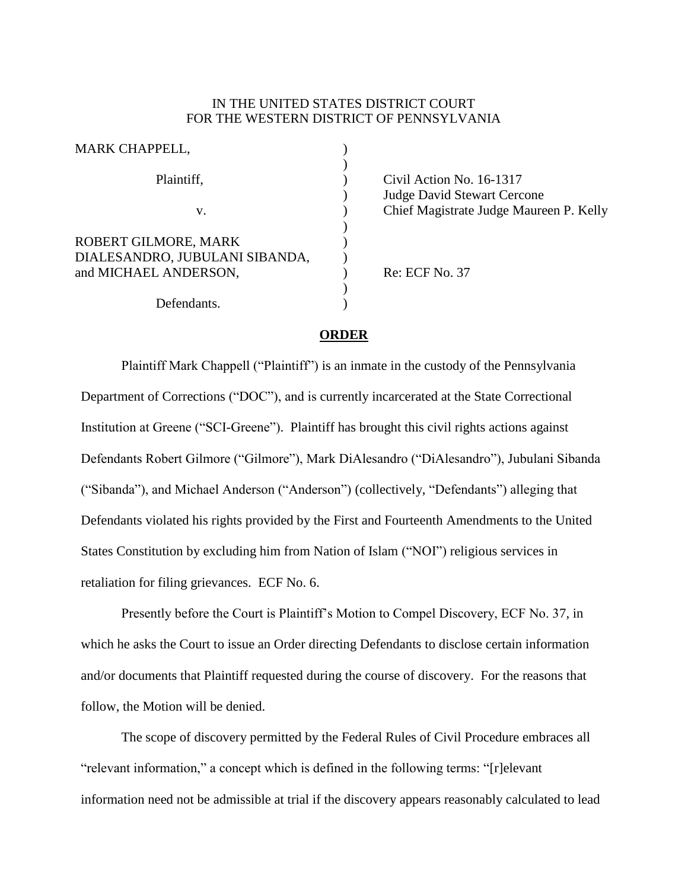IN THE UNITED STATES DISTRICT COURT
FOR THE WESTERN DISTRICT OF PENNSYLVANIA

| | | |
|---|---|---|
| MARK CHAPPELL, | ) | |
| | ) | |
| Plaintiff, | ) | Civil Action No. 16-1317 |
| | ) | Judge David Stewart Cercone |
| v. | ) | Chief Magistrate Judge Maureen P. Kelly |
| | ) | |
| ROBERT GILMORE, MARK DIALESANDRO, JUBULANI SIBANDA, and MICHAEL ANDERSON, | ) | Re: ECF No. 37 |
| | ) | |
| Defendants. | ) | |

**ORDER**

Plaintiff Mark Chappell ("Plaintiff") is an inmate in the custody of the Pennsylvania Department of Corrections ("DOC"), and is currently incarcerated at the State Correctional Institution at Greene ("SCI-Greene"). Plaintiff has brought this civil rights actions against Defendants Robert Gilmore ("Gilmore"), Mark DiAlesandro ("DiAlesandro"), Jubulani Sibanda ("Sibanda"), and Michael Anderson ("Anderson") (collectively, "Defendants") alleging that Defendants violated his rights provided by the First and Fourteenth Amendments to the United States Constitution by excluding him from Nation of Islam ("NOI") religious services in retaliation for filing grievances. ECF No. 6.

Presently before the Court is Plaintiff's Motion to Compel Discovery, ECF No. 37, in which he asks the Court to issue an Order directing Defendants to disclose certain information and/or documents that Plaintiff requested during the course of discovery. For the reasons that follow, the Motion will be denied.

The scope of discovery permitted by the Federal Rules of Civil Procedure embraces all "relevant information," a concept which is defined in the following terms: "[r]elevant information need not be admissible at trial if the discovery appears reasonably calculated to lead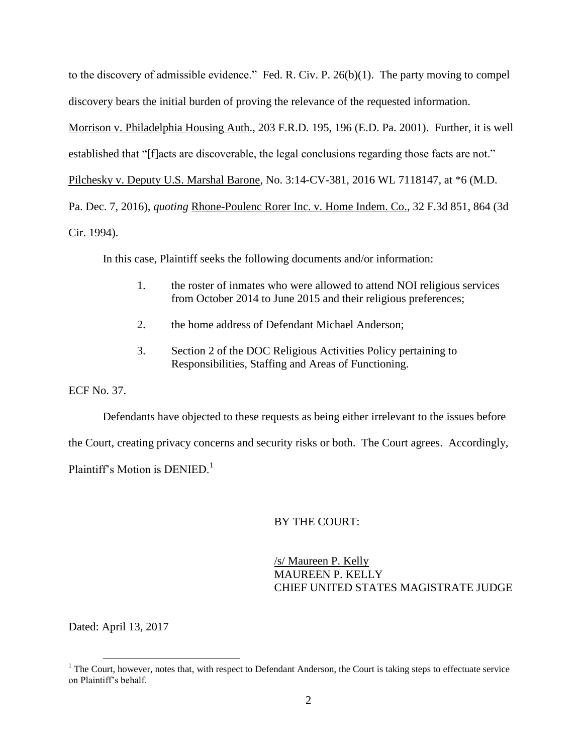to the discovery of admissible evidence." Fed. R. Civ. P. 26(b)(1). The party moving to compel discovery bears the initial burden of proving the relevance of the requested information. Morrison v. Philadelphia Housing Auth., 203 F.R.D. 195, 196 (E.D. Pa. 2001). Further, it is well established that "[f]acts are discoverable, the legal conclusions regarding those facts are not." Pilchesky v. Deputy U.S. Marshal Barone, No. 3:14-CV-381, 2016 WL 7118147, at *6 (M.D. Pa. Dec. 7, 2016), *quoting* Rhone-Poulenc Rorer Inc. v. Home Indem. Co., 32 F.3d 851, 864 (3d Cir. 1994).

In this case, Plaintiff seeks the following documents and/or information:

1. the roster of inmates who were allowed to attend NOI religious services from October 2014 to June 2015 and their religious preferences;
2. the home address of Defendant Michael Anderson;
3. Section 2 of the DOC Religious Activities Policy pertaining to Responsibilities, Staffing and Areas of Functioning.

ECF No. 37.

Defendants have objected to these requests as being either irrelevant to the issues before the Court, creating privacy concerns and security risks or both. The Court agrees. Accordingly, Plaintiff's Motion is DENIED.[1]

BY THE COURT:

/s/ Maureen P. Kelly
MAUREEN P. KELLY
CHIEF UNITED STATES MAGISTRATE JUDGE

Dated: April 13, 2017

[1] The Court, however, notes that, with respect to Defendant Anderson, the Court is taking steps to effectuate service on Plaintiff's behalf.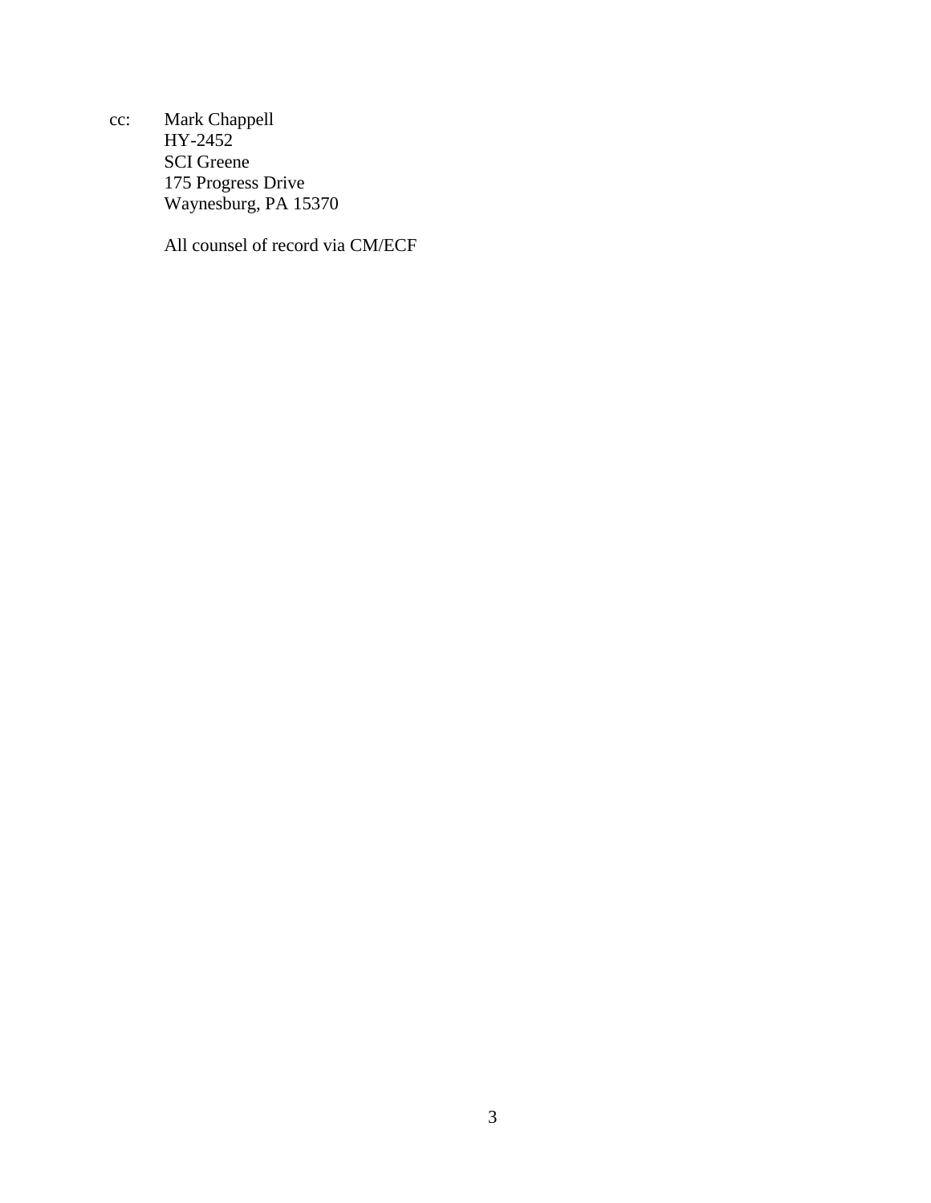cc: Mark Chappell
HY-2452
SCI Greene
175 Progress Drive
Waynesburg, PA 15370

All counsel of record via CM/ECF